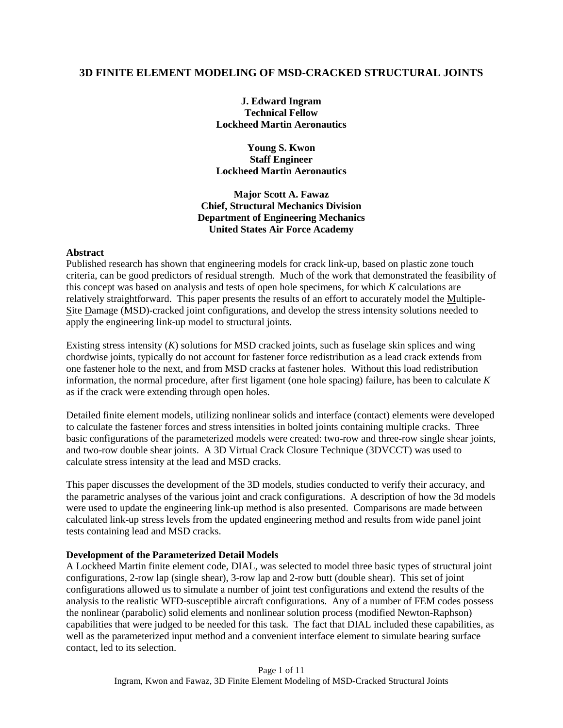# 3D FINITE ELEMENT MODELING OF MSD-CRACKED STRUCTURAL JOINTS

**J. Edward Ingram**
**Technical Fellow**
**Lockheed Martin Aeronautics**

**Young S. Kwon**
**Staff Engineer**
**Lockheed Martin Aeronautics**

**Major Scott A. Fawaz**
**Chief, Structural Mechanics Division**
**Department of Engineering Mechanics**
**United States Air Force Academy**

**Abstract**

Published research has shown that engineering models for crack link-up, based on plastic zone touch criteria, can be good predictors of residual strength. Much of the work that demonstrated the feasibility of this concept was based on analysis and tests of open hole specimens, for which *K* calculations are relatively straightforward. This paper presents the results of an effort to accurately model the Multiple-Site Damage (MSD)-cracked joint configurations, and develop the stress intensity solutions needed to apply the engineering link-up model to structural joints.

Existing stress intensity (*K*) solutions for MSD cracked joints, such as fuselage skin splices and wing chordwise joints, typically do not account for fastener force redistribution as a lead crack extends from one fastener hole to the next, and from MSD cracks at fastener holes. Without this load redistribution information, the normal procedure, after first ligament (one hole spacing) failure, has been to calculate *K* as if the crack were extending through open holes.

Detailed finite element models, utilizing nonlinear solids and interface (contact) elements were developed to calculate the fastener forces and stress intensities in bolted joints containing multiple cracks. Three basic configurations of the parameterized models were created: two-row and three-row single shear joints, and two-row double shear joints. A 3D Virtual Crack Closure Technique (3DVCCT) was used to calculate stress intensity at the lead and MSD cracks.

This paper discusses the development of the 3D models, studies conducted to verify their accuracy, and the parametric analyses of the various joint and crack configurations. A description of how the 3d models were used to update the engineering link-up method is also presented. Comparisons are made between calculated link-up stress levels from the updated engineering method and results from wide panel joint tests containing lead and MSD cracks.

**Development of the Parameterized Detail Models**

A Lockheed Martin finite element code, DIAL, was selected to model three basic types of structural joint configurations, 2-row lap (single shear), 3-row lap and 2-row butt (double shear). This set of joint configurations allowed us to simulate a number of joint test configurations and extend the results of the analysis to the realistic WFD-susceptible aircraft configurations. Any of a number of FEM codes possess the nonlinear (parabolic) solid elements and nonlinear solution process (modified Newton-Raphson) capabilities that were judged to be needed for this task. The fact that DIAL included these capabilities, as well as the parameterized input method and a convenient interface element to simulate bearing surface contact, led to its selection.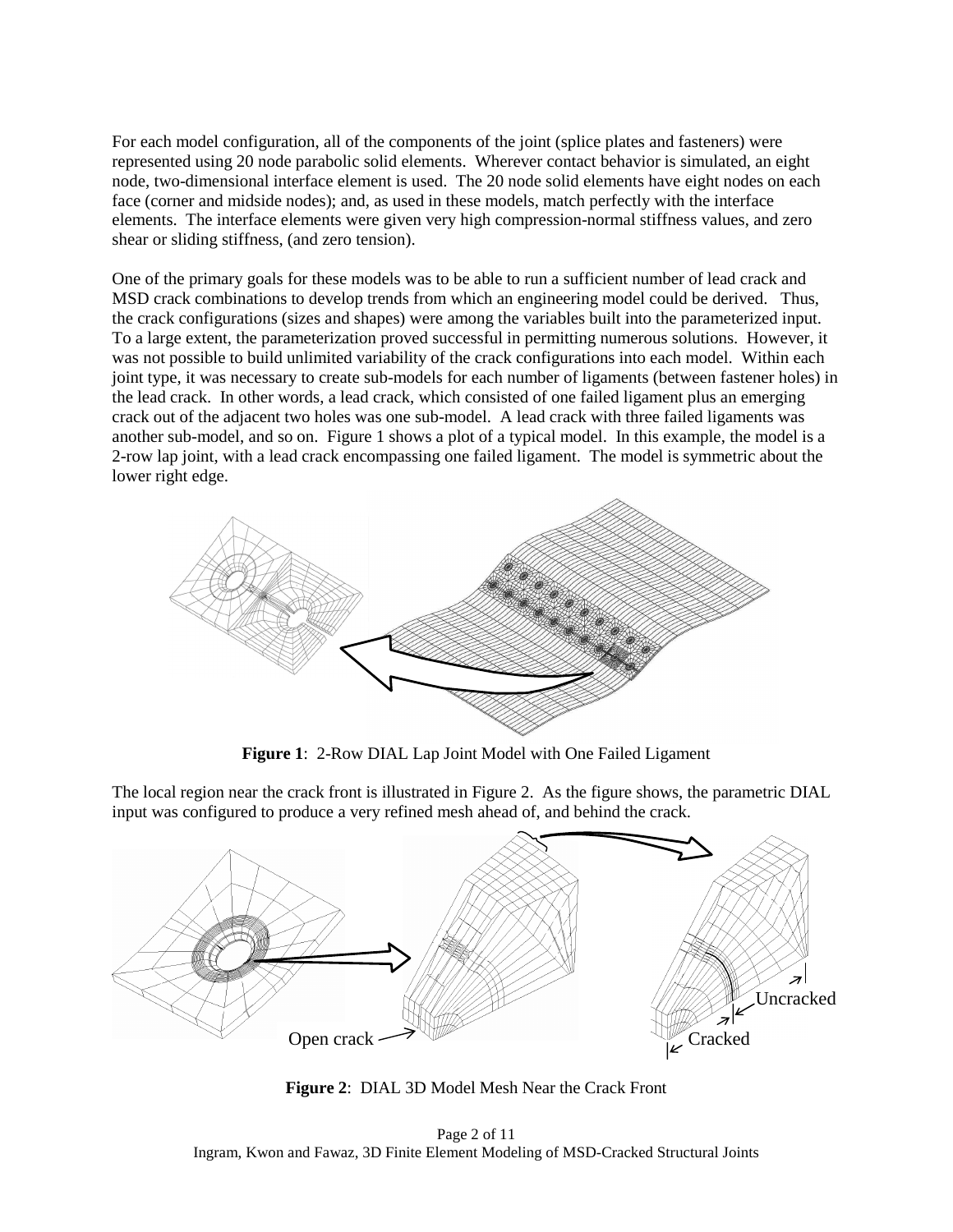For each model configuration, all of the components of the joint (splice plates and fasteners) were represented using 20 node parabolic solid elements. Wherever contact behavior is simulated, an eight node, two-dimensional interface element is used. The 20 node solid elements have eight nodes on each face (corner and midside nodes); and, as used in these models, match perfectly with the interface elements. The interface elements were given very high compression-normal stiffness values, and zero shear or sliding stiffness, (and zero tension).

One of the primary goals for these models was to be able to run a sufficient number of lead crack and MSD crack combinations to develop trends from which an engineering model could be derived. Thus, the crack configurations (sizes and shapes) were among the variables built into the parameterized input. To a large extent, the parameterization proved successful in permitting numerous solutions. However, it was not possible to build unlimited variability of the crack configurations into each model. Within each joint type, it was necessary to create sub-models for each number of ligaments (between fastener holes) in the lead crack. In other words, a lead crack, which consisted of one failed ligament plus an emerging crack out of the adjacent two holes was one sub-model. A lead crack with three failed ligaments was another sub-model, and so on. Figure 1 shows a plot of a typical model. In this example, the model is a 2-row lap joint, with a lead crack encompassing one failed ligament. The model is symmetric about the lower right edge.

**Figure 1**: 2-Row DIAL Lap Joint Model with One Failed Ligament

The local region near the crack front is illustrated in Figure 2. As the figure shows, the parametric DIAL input was configured to produce a very refined mesh ahead of, and behind the crack.

Open crack

Uncracked

Cracked

**Figure 2**: DIAL 3D Model Mesh Near the Crack Front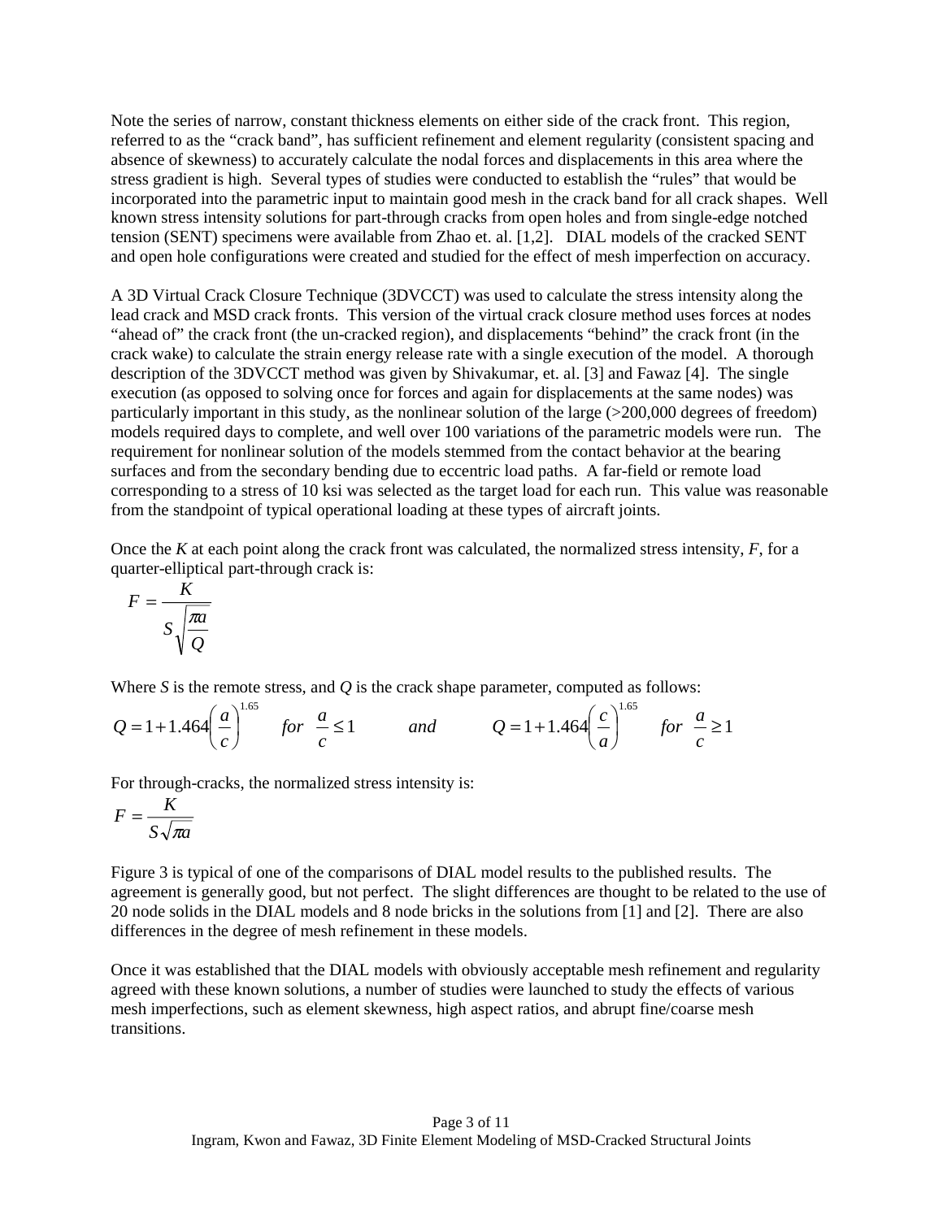Note the series of narrow, constant thickness elements on either side of the crack front. This region, referred to as the "crack band", has sufficient refinement and element regularity (consistent spacing and absence of skewness) to accurately calculate the nodal forces and displacements in this area where the stress gradient is high. Several types of studies were conducted to establish the "rules" that would be incorporated into the parametric input to maintain good mesh in the crack band for all crack shapes. Well known stress intensity solutions for part-through cracks from open holes and from single-edge notched tension (SENT) specimens were available from Zhao et. al. [1,2]. DIAL models of the cracked SENT and open hole configurations were created and studied for the effect of mesh imperfection on accuracy.

A 3D Virtual Crack Closure Technique (3DVCCT) was used to calculate the stress intensity along the lead crack and MSD crack fronts. This version of the virtual crack closure method uses forces at nodes "ahead of" the crack front (the un-cracked region), and displacements "behind" the crack front (in the crack wake) to calculate the strain energy release rate with a single execution of the model. A thorough description of the 3DVCCT method was given by Shivakumar, et. al. [3] and Fawaz [4]. The single execution (as opposed to solving once for forces and again for displacements at the same nodes) was particularly important in this study, as the nonlinear solution of the large (>200,000 degrees of freedom) models required days to complete, and well over 100 variations of the parametric models were run. The requirement for nonlinear solution of the models stemmed from the contact behavior at the bearing surfaces and from the secondary bending due to eccentric load paths. A far-field or remote load corresponding to a stress of 10 ksi was selected as the target load for each run. This value was reasonable from the standpoint of typical operational loading at these types of aircraft joints.

Once the $K$ at each point along the crack front was calculated, the normalized stress intensity, $F$, for a quarter-elliptical part-through crack is:

$$F = \frac{K}{S\sqrt{\dfrac{\pi a}{Q}}}$$

Where $S$ is the remote stress, and $Q$ is the crack shape parameter, computed as follows:

$$Q = 1 + 1.464\left(\frac{a}{c}\right)^{1.65} \quad for \;\; \frac{a}{c} \le 1 \qquad and \qquad Q = 1 + 1.464\left(\frac{c}{a}\right)^{1.65} \quad for \;\; \frac{a}{c} \ge 1$$

For through-cracks, the normalized stress intensity is:

$$F = \frac{K}{S\sqrt{\pi a}}$$

Figure 3 is typical of one of the comparisons of DIAL model results to the published results. The agreement is generally good, but not perfect. The slight differences are thought to be related to the use of 20 node solids in the DIAL models and 8 node bricks in the solutions from [1] and [2]. There are also differences in the degree of mesh refinement in these models.

Once it was established that the DIAL models with obviously acceptable mesh refinement and regularity agreed with these known solutions, a number of studies were launched to study the effects of various mesh imperfections, such as element skewness, high aspect ratios, and abrupt fine/coarse mesh transitions.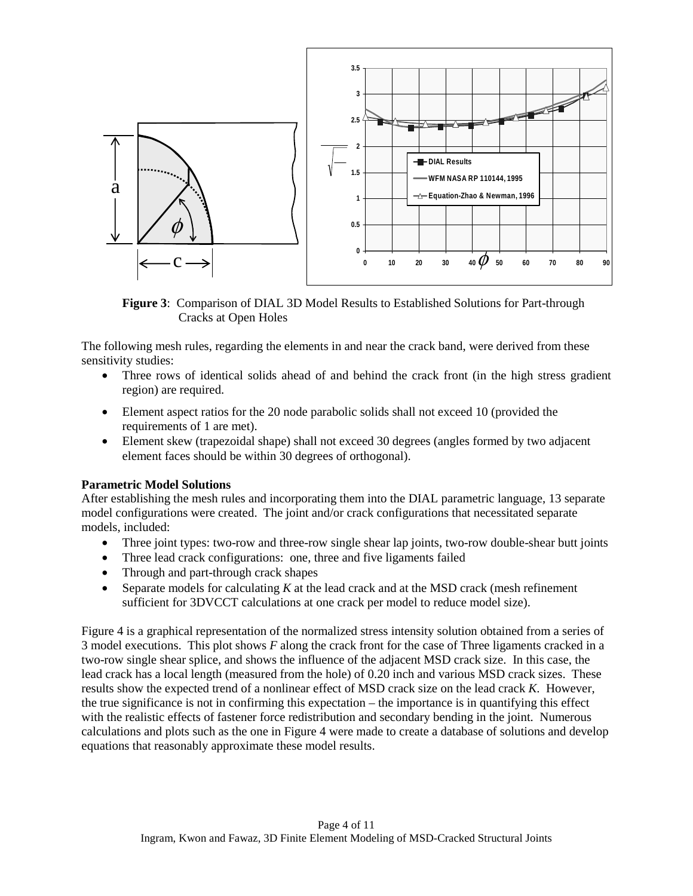**Figure 3**: Comparison of DIAL 3D Model Results to Established Solutions for Part-through Cracks at Open Holes

The following mesh rules, regarding the elements in and near the crack band, were derived from these sensitivity studies:

- Three rows of identical solids ahead of and behind the crack front (in the high stress gradient region) are required.
- Element aspect ratios for the 20 node parabolic solids shall not exceed 10 (provided the requirements of 1 are met).
- Element skew (trapezoidal shape) shall not exceed 30 degrees (angles formed by two adjacent element faces should be within 30 degrees of orthogonal).

**Parametric Model Solutions**

After establishing the mesh rules and incorporating them into the DIAL parametric language, 13 separate model configurations were created. The joint and/or crack configurations that necessitated separate models, included:

- Three joint types: two-row and three-row single shear lap joints, two-row double-shear butt joints
- Three lead crack configurations: one, three and five ligaments failed
- Through and part-through crack shapes
- Separate models for calculating *K* at the lead crack and at the MSD crack (mesh refinement sufficient for 3DVCCT calculations at one crack per model to reduce model size).

Figure 4 is a graphical representation of the normalized stress intensity solution obtained from a series of 3 model executions. This plot shows *F* along the crack front for the case of Three ligaments cracked in a two-row single shear splice, and shows the influence of the adjacent MSD crack size. In this case, the lead crack has a local length (measured from the hole) of 0.20 inch and various MSD crack sizes. These results show the expected trend of a nonlinear effect of MSD crack size on the lead crack *K*. However, the true significance is not in confirming this expectation – the importance is in quantifying this effect with the realistic effects of fastener force redistribution and secondary bending in the joint. Numerous calculations and plots such as the one in Figure 4 were made to create a database of solutions and develop equations that reasonably approximate these model results.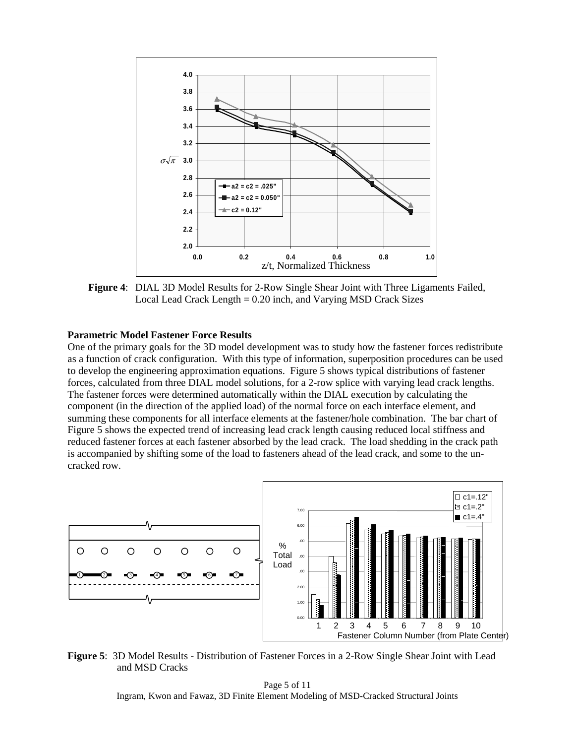**Figure 4**: DIAL 3D Model Results for 2-Row Single Shear Joint with Three Ligaments Failed, Local Lead Crack Length = 0.20 inch, and Varying MSD Crack Sizes

**Parametric Model Fastener Force Results**

One of the primary goals for the 3D model development was to study how the fastener forces redistribute as a function of crack configuration. With this type of information, superposition procedures can be used to develop the engineering approximation equations. Figure 5 shows typical distributions of fastener forces, calculated from three DIAL model solutions, for a 2-row splice with varying lead crack lengths. The fastener forces were determined automatically within the DIAL execution by calculating the component (in the direction of the applied load) of the normal force on each interface element, and summing these components for all interface elements at the fastener/hole combination. The bar chart of Figure 5 shows the expected trend of increasing lead crack length causing reduced local stiffness and reduced fastener forces at each fastener absorbed by the lead crack. The load shedding in the crack path is accompanied by shifting some of the load to fasteners ahead of the lead crack, and some to the un-cracked row.

**Figure 5**: 3D Model Results - Distribution of Fastener Forces in a 2-Row Single Shear Joint with Lead and MSD Cracks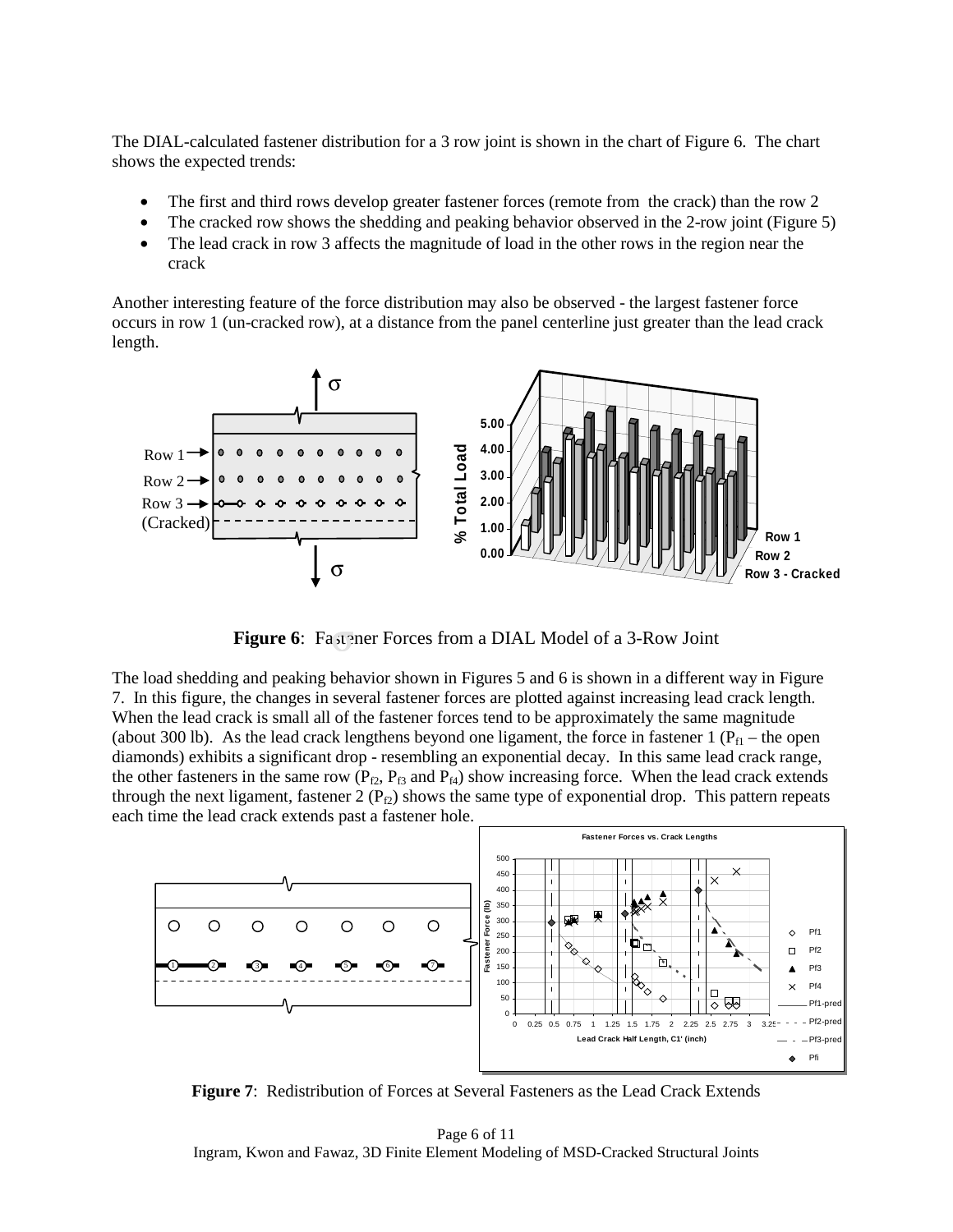The DIAL-calculated fastener distribution for a 3 row joint is shown in the chart of Figure 6. The chart shows the expected trends:

- The first and third rows develop greater fastener forces (remote from the crack) than the row 2
- The cracked row shows the shedding and peaking behavior observed in the 2-row joint (Figure 5)
- The lead crack in row 3 affects the magnitude of load in the other rows in the region near the crack

Another interesting feature of the force distribution may also be observed - the largest fastener force occurs in row 1 (un-cracked row), at a distance from the panel centerline just greater than the lead crack length.

**Figure 6**: Fastener Forces from a DIAL Model of a 3-Row Joint

The load shedding and peaking behavior shown in Figures 5 and 6 is shown in a different way in Figure 7. In this figure, the changes in several fastener forces are plotted against increasing lead crack length. When the lead crack is small all of the fastener forces tend to be approximately the same magnitude (about 300 lb). As the lead crack lengthens beyond one ligament, the force in fastener 1 ($P_{f1}$ – the open diamonds) exhibits a significant drop - resembling an exponential decay. In this same lead crack range, the other fasteners in the same row ($P_{f2}$, $P_{f3}$ and $P_{f4}$) show increasing force. When the lead crack extends through the next ligament, fastener 2 ($P_{f2}$) shows the same type of exponential drop. This pattern repeats each time the lead crack extends past a fastener hole.

**Figure 7**: Redistribution of Forces at Several Fasteners as the Lead Crack Extends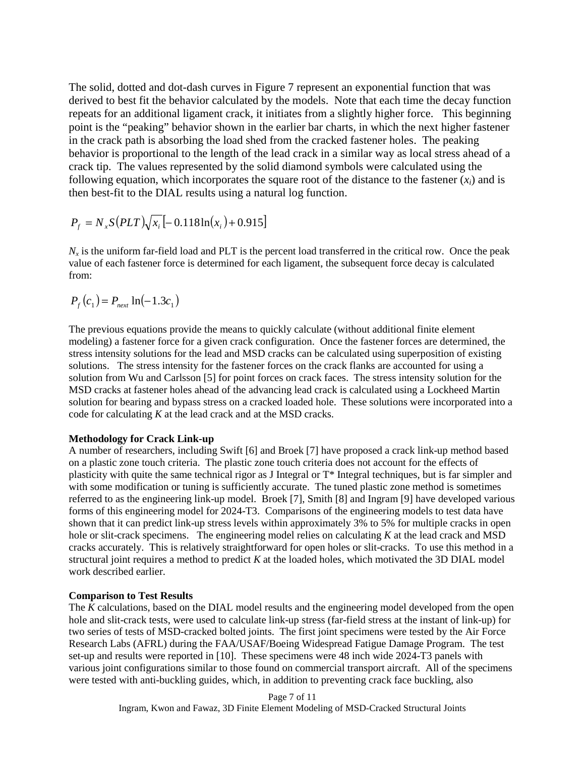The solid, dotted and dot-dash curves in Figure 7 represent an exponential function that was derived to best fit the behavior calculated by the models. Note that each time the decay function repeats for an additional ligament crack, it initiates from a slightly higher force. This beginning point is the "peaking" behavior shown in the earlier bar charts, in which the next higher fastener in the crack path is absorbing the load shed from the cracked fastener holes. The peaking behavior is proportional to the length of the lead crack in a similar way as local stress ahead of a crack tip. The values represented by the solid diamond symbols were calculated using the following equation, which incorporates the square root of the distance to the fastener ($x_i$) and is then best-fit to the DIAL results using a natural log function.

$$P_f = N_x S(PLT)\sqrt{x_i}\left[-0.118\ln(x_i) + 0.915\right]$$

$N_x$ is the uniform far-field load and PLT is the percent load transferred in the critical row. Once the peak value of each fastener force is determined for each ligament, the subsequent force decay is calculated from:

$$P_f(c_1) = P_{next}\ln(-1.3c_1)$$

The previous equations provide the means to quickly calculate (without additional finite element modeling) a fastener force for a given crack configuration. Once the fastener forces are determined, the stress intensity solutions for the lead and MSD cracks can be calculated using superposition of existing solutions. The stress intensity for the fastener forces on the crack flanks are accounted for using a solution from Wu and Carlsson [5] for point forces on crack faces. The stress intensity solution for the MSD cracks at fastener holes ahead of the advancing lead crack is calculated using a Lockheed Martin solution for bearing and bypass stress on a cracked loaded hole. These solutions were incorporated into a code for calculating $K$ at the lead crack and at the MSD cracks.

**Methodology for Crack Link-up**

A number of researchers, including Swift [6] and Broek [7] have proposed a crack link-up method based on a plastic zone touch criteria. The plastic zone touch criteria does not account for the effects of plasticity with quite the same technical rigor as J Integral or T* Integral techniques, but is far simpler and with some modification or tuning is sufficiently accurate. The tuned plastic zone method is sometimes referred to as the engineering link-up model. Broek [7], Smith [8] and Ingram [9] have developed various forms of this engineering model for 2024-T3. Comparisons of the engineering models to test data have shown that it can predict link-up stress levels within approximately 3% to 5% for multiple cracks in open hole or slit-crack specimens. The engineering model relies on calculating $K$ at the lead crack and MSD cracks accurately. This is relatively straightforward for open holes or slit-cracks. To use this method in a structural joint requires a method to predict $K$ at the loaded holes, which motivated the 3D DIAL model work described earlier.

**Comparison to Test Results**

The $K$ calculations, based on the DIAL model results and the engineering model developed from the open hole and slit-crack tests, were used to calculate link-up stress (far-field stress at the instant of link-up) for two series of tests of MSD-cracked bolted joints. The first joint specimens were tested by the Air Force Research Labs (AFRL) during the FAA/USAF/Boeing Widespread Fatigue Damage Program. The test set-up and results were reported in [10]. These specimens were 48 inch wide 2024-T3 panels with various joint configurations similar to those found on commercial transport aircraft. All of the specimens were tested with anti-buckling guides, which, in addition to preventing crack face buckling, also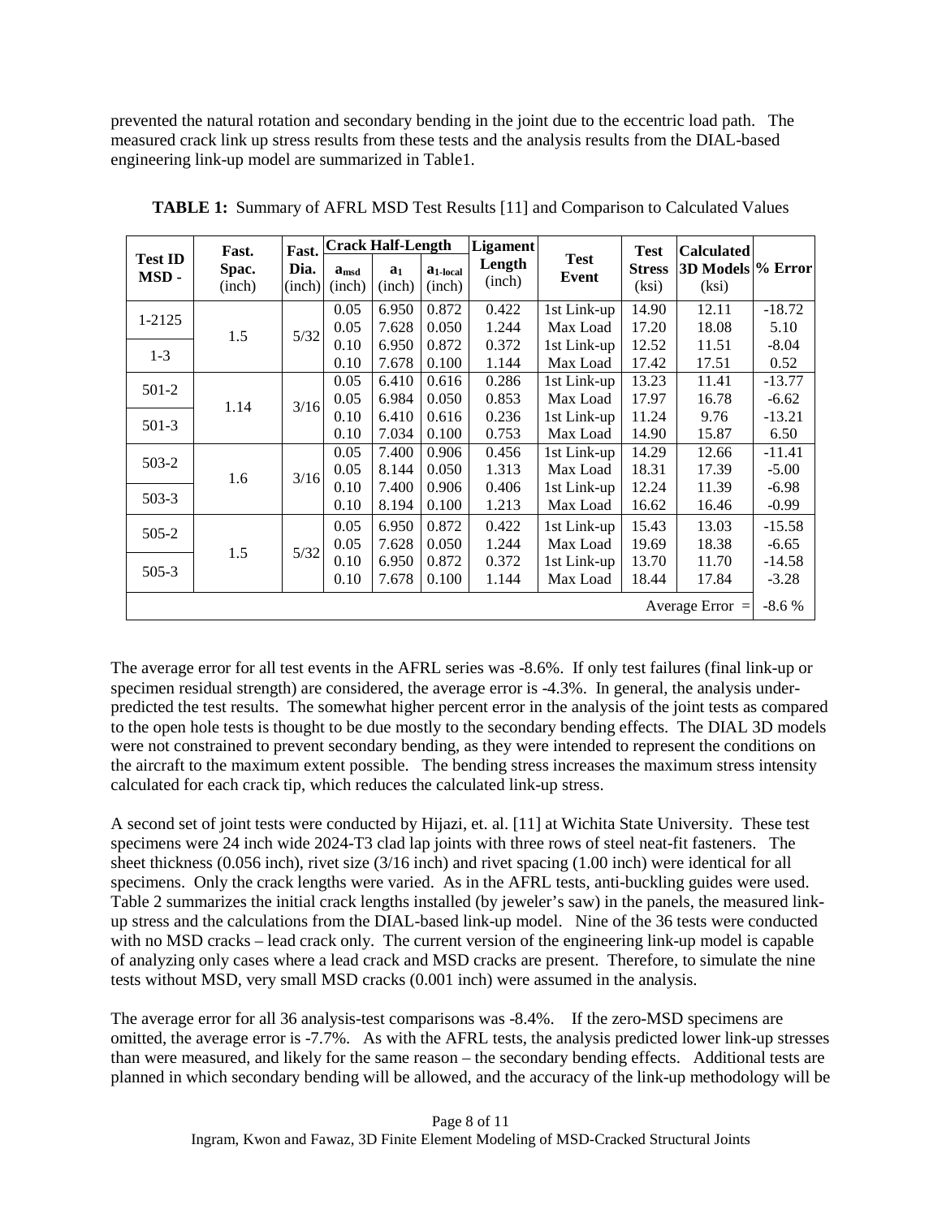prevented the natural rotation and secondary bending in the joint due to the eccentric load path. The measured crack link up stress results from these tests and the analysis results from the DIAL-based engineering link-up model are summarized in Table1.

**TABLE 1:** Summary of AFRL MSD Test Results [11] and Comparison to Calculated Values

| Test ID MSD - | Fast. Spac. (inch) | Fast. Dia. (inch) | Crack Half-Length | | | Ligament Length (inch) | Test Event | Test Stress (ksi) | Calculated 3D Models (ksi) | % Error |
|---|---|---|---|---|---|---|---|---|---|---|
| | | | $a_{msd}$ (inch) | $a_1$ (inch) | $a_{1\text{-}local}$ (inch) | | | | | |
| 1-2125 | 1.5 | 5/32 | 0.05 | 6.950 | 0.872 | 0.422 | 1st Link-up | 14.90 | 12.11 | -18.72 |
| | | | 0.05 | 7.628 | 0.050 | 1.244 | Max Load | 17.20 | 18.08 | 5.10 |
| 1-3 | | | 0.10 | 6.950 | 0.872 | 0.372 | 1st Link-up | 12.52 | 11.51 | -8.04 |
| | | | 0.10 | 7.678 | 0.100 | 1.144 | Max Load | 17.42 | 17.51 | 0.52 |
| 501-2 | 1.14 | 3/16 | 0.05 | 6.410 | 0.616 | 0.286 | 1st Link-up | 13.23 | 11.41 | -13.77 |
| | | | 0.05 | 6.984 | 0.050 | 0.853 | Max Load | 17.97 | 16.78 | -6.62 |
| 501-3 | | | 0.10 | 6.410 | 0.616 | 0.236 | 1st Link-up | 11.24 | 9.76 | -13.21 |
| | | | 0.10 | 7.034 | 0.100 | 0.753 | Max Load | 14.90 | 15.87 | 6.50 |
| 503-2 | 1.6 | 3/16 | 0.05 | 7.400 | 0.906 | 0.456 | 1st Link-up | 14.29 | 12.66 | -11.41 |
| | | | 0.05 | 8.144 | 0.050 | 1.313 | Max Load | 18.31 | 17.39 | -5.00 |
| 503-3 | | | 0.10 | 7.400 | 0.906 | 0.406 | 1st Link-up | 12.24 | 11.39 | -6.98 |
| | | | 0.10 | 8.194 | 0.100 | 1.213 | Max Load | 16.62 | 16.46 | -0.99 |
| 505-2 | 1.5 | 5/32 | 0.05 | 6.950 | 0.872 | 0.422 | 1st Link-up | 15.43 | 13.03 | -15.58 |
| | | | 0.05 | 7.628 | 0.050 | 1.244 | Max Load | 19.69 | 18.38 | -6.65 |
| 505-3 | | | 0.10 | 6.950 | 0.872 | 0.372 | 1st Link-up | 13.70 | 11.70 | -14.58 |
| | | | 0.10 | 7.678 | 0.100 | 1.144 | Max Load | 18.44 | 17.84 | -3.28 |
| | | | | | | | | | Average Error = | -8.6 % |

The average error for all test events in the AFRL series was -8.6%. If only test failures (final link-up or specimen residual strength) are considered, the average error is -4.3%. In general, the analysis under-predicted the test results. The somewhat higher percent error in the analysis of the joint tests as compared to the open hole tests is thought to be due mostly to the secondary bending effects. The DIAL 3D models were not constrained to prevent secondary bending, as they were intended to represent the conditions on the aircraft to the maximum extent possible. The bending stress increases the maximum stress intensity calculated for each crack tip, which reduces the calculated link-up stress.

A second set of joint tests were conducted by Hijazi, et. al. [11] at Wichita State University. These test specimens were 24 inch wide 2024-T3 clad lap joints with three rows of steel neat-fit fasteners. The sheet thickness (0.056 inch), rivet size (3/16 inch) and rivet spacing (1.00 inch) were identical for all specimens. Only the crack lengths were varied. As in the AFRL tests, anti-buckling guides were used. Table 2 summarizes the initial crack lengths installed (by jeweler's saw) in the panels, the measured link-up stress and the calculations from the DIAL-based link-up model. Nine of the 36 tests were conducted with no MSD cracks – lead crack only. The current version of the engineering link-up model is capable of analyzing only cases where a lead crack and MSD cracks are present. Therefore, to simulate the nine tests without MSD, very small MSD cracks (0.001 inch) were assumed in the analysis.

The average error for all 36 analysis-test comparisons was -8.4%. If the zero-MSD specimens are omitted, the average error is -7.7%. As with the AFRL tests, the analysis predicted lower link-up stresses than were measured, and likely for the same reason – the secondary bending effects. Additional tests are planned in which secondary bending will be allowed, and the accuracy of the link-up methodology will be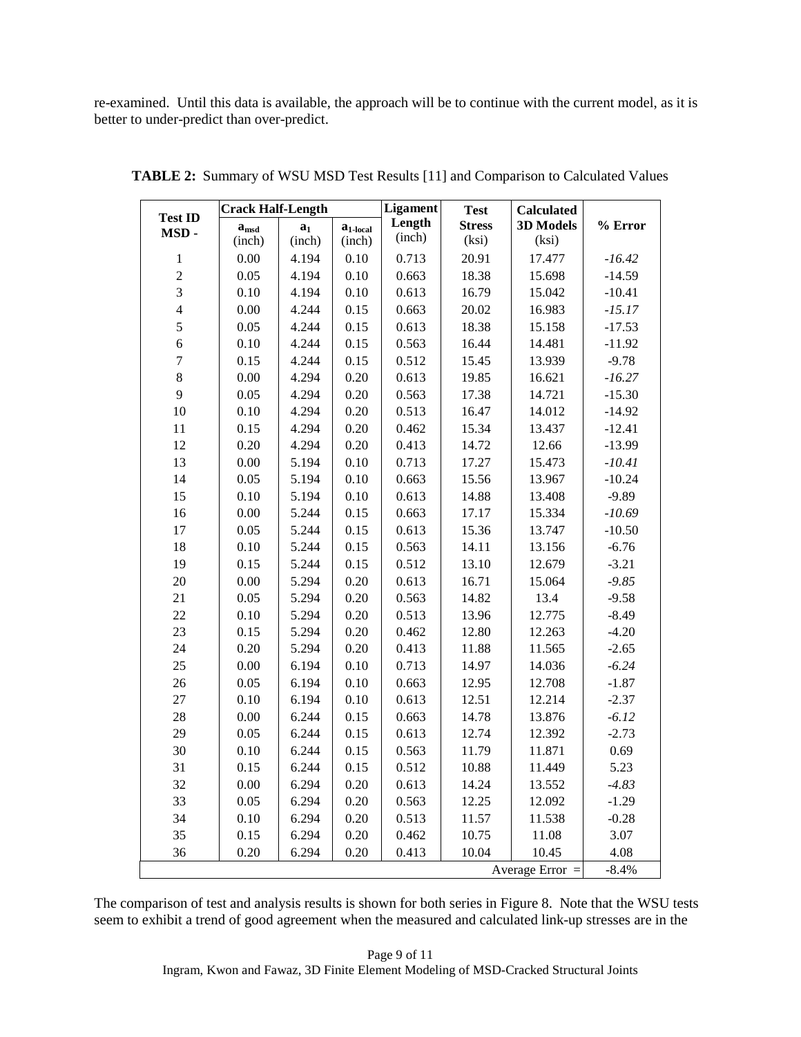re-examined. Until this data is available, the approach will be to continue with the current model, as it is better to under-predict than over-predict.

**TABLE 2:** Summary of WSU MSD Test Results [11] and Comparison to Calculated Values

| Test ID MSD - | Crack Half-Length | | | Ligament Length (inch) | Test Stress (ksi) | Calculated 3D Models (ksi) | % Error |
|---|---|---|---|---|---|---|---|
| | $a_{msd}$ (inch) | $a_1$ (inch) | $a_{1\text{-local}}$ (inch) | | | | |
| 1 | 0.00 | 4.194 | 0.10 | 0.713 | 20.91 | 17.477 | *-16.42* |
| 2 | 0.05 | 4.194 | 0.10 | 0.663 | 18.38 | 15.698 | -14.59 |
| 3 | 0.10 | 4.194 | 0.10 | 0.613 | 16.79 | 15.042 | -10.41 |
| 4 | 0.00 | 4.244 | 0.15 | 0.663 | 20.02 | 16.983 | *-15.17* |
| 5 | 0.05 | 4.244 | 0.15 | 0.613 | 18.38 | 15.158 | -17.53 |
| 6 | 0.10 | 4.244 | 0.15 | 0.563 | 16.44 | 14.481 | -11.92 |
| 7 | 0.15 | 4.244 | 0.15 | 0.512 | 15.45 | 13.939 | -9.78 |
| 8 | 0.00 | 4.294 | 0.20 | 0.613 | 19.85 | 16.621 | *-16.27* |
| 9 | 0.05 | 4.294 | 0.20 | 0.563 | 17.38 | 14.721 | -15.30 |
| 10 | 0.10 | 4.294 | 0.20 | 0.513 | 16.47 | 14.012 | -14.92 |
| 11 | 0.15 | 4.294 | 0.20 | 0.462 | 15.34 | 13.437 | -12.41 |
| 12 | 0.20 | 4.294 | 0.20 | 0.413 | 14.72 | 12.66 | -13.99 |
| 13 | 0.00 | 5.194 | 0.10 | 0.713 | 17.27 | 15.473 | *-10.41* |
| 14 | 0.05 | 5.194 | 0.10 | 0.663 | 15.56 | 13.967 | -10.24 |
| 15 | 0.10 | 5.194 | 0.10 | 0.613 | 14.88 | 13.408 | -9.89 |
| 16 | 0.00 | 5.244 | 0.15 | 0.663 | 17.17 | 15.334 | *-10.69* |
| 17 | 0.05 | 5.244 | 0.15 | 0.613 | 15.36 | 13.747 | -10.50 |
| 18 | 0.10 | 5.244 | 0.15 | 0.563 | 14.11 | 13.156 | -6.76 |
| 19 | 0.15 | 5.244 | 0.15 | 0.512 | 13.10 | 12.679 | -3.21 |
| 20 | 0.00 | 5.294 | 0.20 | 0.613 | 16.71 | 15.064 | *-9.85* |
| 21 | 0.05 | 5.294 | 0.20 | 0.563 | 14.82 | 13.4 | -9.58 |
| 22 | 0.10 | 5.294 | 0.20 | 0.513 | 13.96 | 12.775 | -8.49 |
| 23 | 0.15 | 5.294 | 0.20 | 0.462 | 12.80 | 12.263 | -4.20 |
| 24 | 0.20 | 5.294 | 0.20 | 0.413 | 11.88 | 11.565 | -2.65 |
| 25 | 0.00 | 6.194 | 0.10 | 0.713 | 14.97 | 14.036 | *-6.24* |
| 26 | 0.05 | 6.194 | 0.10 | 0.663 | 12.95 | 12.708 | -1.87 |
| 27 | 0.10 | 6.194 | 0.10 | 0.613 | 12.51 | 12.214 | -2.37 |
| 28 | 0.00 | 6.244 | 0.15 | 0.663 | 14.78 | 13.876 | *-6.12* |
| 29 | 0.05 | 6.244 | 0.15 | 0.613 | 12.74 | 12.392 | -2.73 |
| 30 | 0.10 | 6.244 | 0.15 | 0.563 | 11.79 | 11.871 | 0.69 |
| 31 | 0.15 | 6.244 | 0.15 | 0.512 | 10.88 | 11.449 | 5.23 |
| 32 | 0.00 | 6.294 | 0.20 | 0.613 | 14.24 | 13.552 | *-4.83* |
| 33 | 0.05 | 6.294 | 0.20 | 0.563 | 12.25 | 12.092 | -1.29 |
| 34 | 0.10 | 6.294 | 0.20 | 0.513 | 11.57 | 11.538 | -0.28 |
| 35 | 0.15 | 6.294 | 0.20 | 0.462 | 10.75 | 11.08 | 3.07 |
| 36 | 0.20 | 6.294 | 0.20 | 0.413 | 10.04 | 10.45 | 4.08 |
| | | | | | | Average Error = | -8.4% |

The comparison of test and analysis results is shown for both series in Figure 8. Note that the WSU tests seem to exhibit a trend of good agreement when the measured and calculated link-up stresses are in the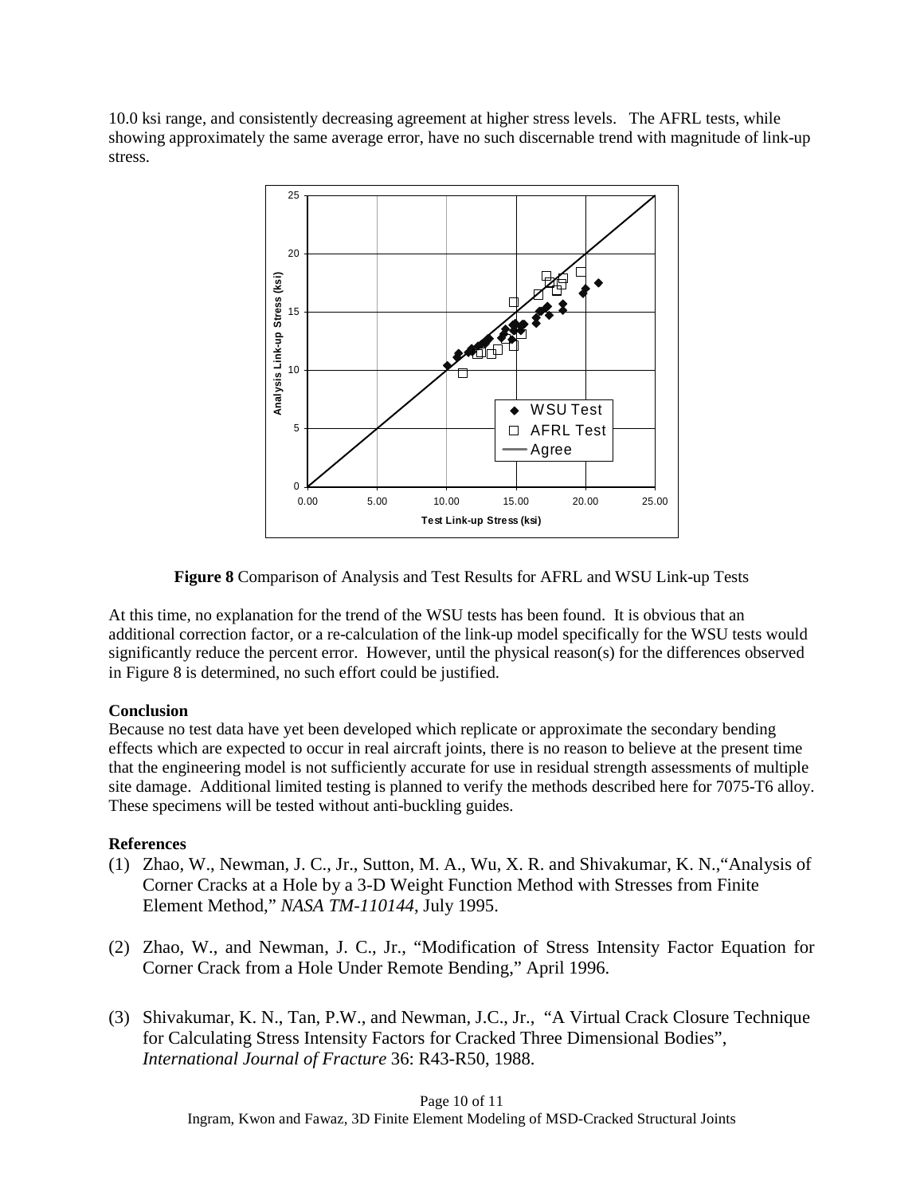10.0 ksi range, and consistently decreasing agreement at higher stress levels. The AFRL tests, while showing approximately the same average error, have no such discernable trend with magnitude of link-up stress.

**Figure 8** Comparison of Analysis and Test Results for AFRL and WSU Link-up Tests

At this time, no explanation for the trend of the WSU tests has been found. It is obvious that an additional correction factor, or a re-calculation of the link-up model specifically for the WSU tests would significantly reduce the percent error. However, until the physical reason(s) for the differences observed in Figure 8 is determined, no such effort could be justified.

**Conclusion**

Because no test data have yet been developed which replicate or approximate the secondary bending effects which are expected to occur in real aircraft joints, there is no reason to believe at the present time that the engineering model is not sufficiently accurate for use in residual strength assessments of multiple site damage. Additional limited testing is planned to verify the methods described here for 7075-T6 alloy. These specimens will be tested without anti-buckling guides.

**References**

(1) Zhao, W., Newman, J. C., Jr., Sutton, M. A., Wu, X. R. and Shivakumar, K. N.,"Analysis of Corner Cracks at a Hole by a 3-D Weight Function Method with Stresses from Finite Element Method," *NASA TM-110144*, July 1995.

(2) Zhao, W., and Newman, J. C., Jr., "Modification of Stress Intensity Factor Equation for Corner Crack from a Hole Under Remote Bending," April 1996.

(3) Shivakumar, K. N., Tan, P.W., and Newman, J.C., Jr., "A Virtual Crack Closure Technique for Calculating Stress Intensity Factors for Cracked Three Dimensional Bodies", *International Journal of Fracture* 36: R43-R50, 1988.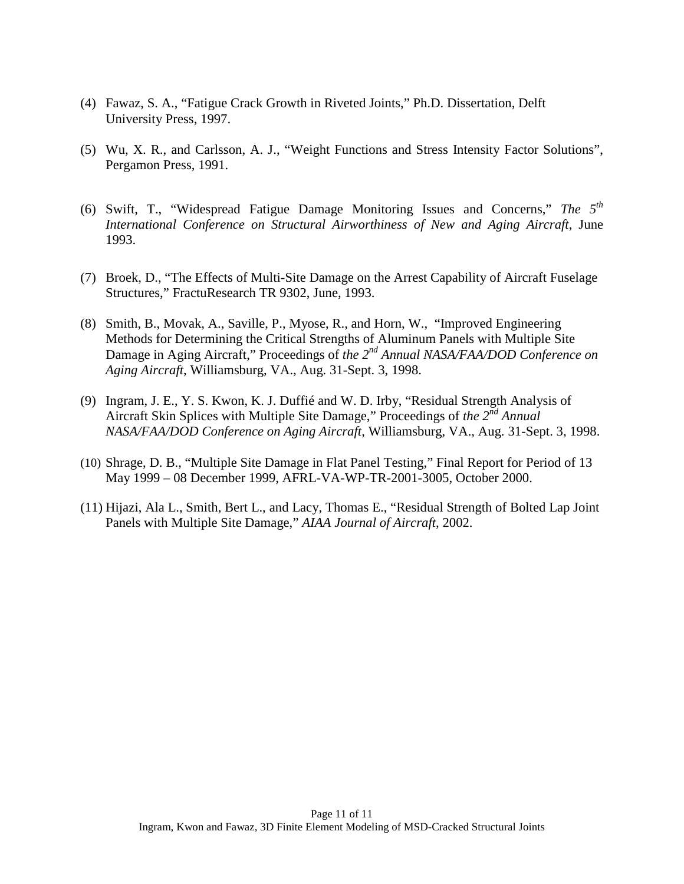(4) Fawaz, S. A., "Fatigue Crack Growth in Riveted Joints," Ph.D. Dissertation, Delft University Press, 1997.

(5) Wu, X. R., and Carlsson, A. J., "Weight Functions and Stress Intensity Factor Solutions", Pergamon Press, 1991.

(6) Swift, T., "Widespread Fatigue Damage Monitoring Issues and Concerns," *The 5th International Conference on Structural Airworthiness of New and Aging Aircraft*, June 1993.

(7) Broek, D., "The Effects of Multi-Site Damage on the Arrest Capability of Aircraft Fuselage Structures," FractuResearch TR 9302, June, 1993.

(8) Smith, B., Movak, A., Saville, P., Myose, R., and Horn, W., "Improved Engineering Methods for Determining the Critical Strengths of Aluminum Panels with Multiple Site Damage in Aging Aircraft," Proceedings of *the 2nd Annual NASA/FAA/DOD Conference on Aging Aircraft*, Williamsburg, VA., Aug. 31-Sept. 3, 1998.

(9) Ingram, J. E., Y. S. Kwon, K. J. Duffié and W. D. Irby, "Residual Strength Analysis of Aircraft Skin Splices with Multiple Site Damage," Proceedings of *the 2nd Annual NASA/FAA/DOD Conference on Aging Aircraft*, Williamsburg, VA., Aug. 31-Sept. 3, 1998.

(10) Shrage, D. B., "Multiple Site Damage in Flat Panel Testing," Final Report for Period of 13 May 1999 – 08 December 1999, AFRL-VA-WP-TR-2001-3005, October 2000.

(11) Hijazi, Ala L., Smith, Bert L., and Lacy, Thomas E., "Residual Strength of Bolted Lap Joint Panels with Multiple Site Damage," *AIAA Journal of Aircraft*, 2002.